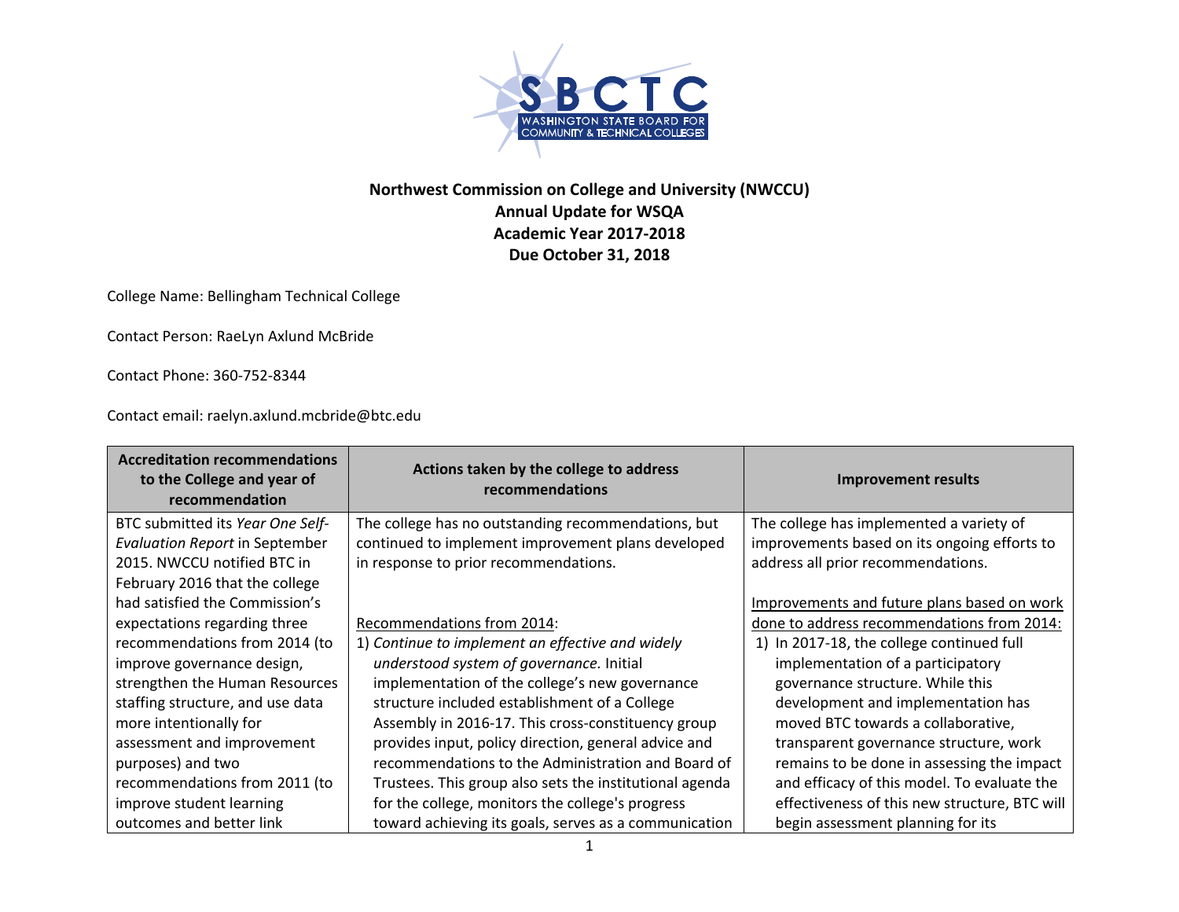**Northwest Commission on College and University (NWCCU)**
**Annual Update for WSQA**
**Academic Year 2017-2018**
**Due October 31, 2018**

College Name: Bellingham Technical College

Contact Person: RaeLyn Axlund McBride

Contact Phone: 360-752-8344

Contact email: raelyn.axlund.mcbride@btc.edu

| Accreditation recommendations to the College and year of recommendation | Actions taken by the college to address recommendations | Improvement results |
|---|---|---|
| BTC submitted its *Year One Self-Evaluation Report* in September 2015. NWCCU notified BTC in February 2016 that the college had satisfied the Commission's expectations regarding three recommendations from 2014 (to improve governance design, strengthen the Human Resources staffing structure, and use data more intentionally for assessment and improvement purposes) and two recommendations from 2011 (to improve student learning outcomes and better link | The college has no outstanding recommendations, but continued to implement improvement plans developed in response to prior recommendations.<br><br>Recommendations from 2014:<br>1) *Continue to implement an effective and widely understood system of governance.* Initial implementation of the college's new governance structure included establishment of a College Assembly in 2016-17. This cross-constituency group provides input, policy direction, general advice and recommendations to the Administration and Board of Trustees. This group also sets the institutional agenda for the college, monitors the college's progress toward achieving its goals, serves as a communication | The college has implemented a variety of improvements based on its ongoing efforts to address all prior recommendations.<br><br>Improvements and future plans based on work done to address recommendations from 2014:<br>1) In 2017-18, the college continued full implementation of a participatory governance structure. While this development and implementation has moved BTC towards a collaborative, transparent governance structure, work remains to be done in assessing the impact and efficacy of this model. To evaluate the effectiveness of this new structure, BTC will begin assessment planning for its |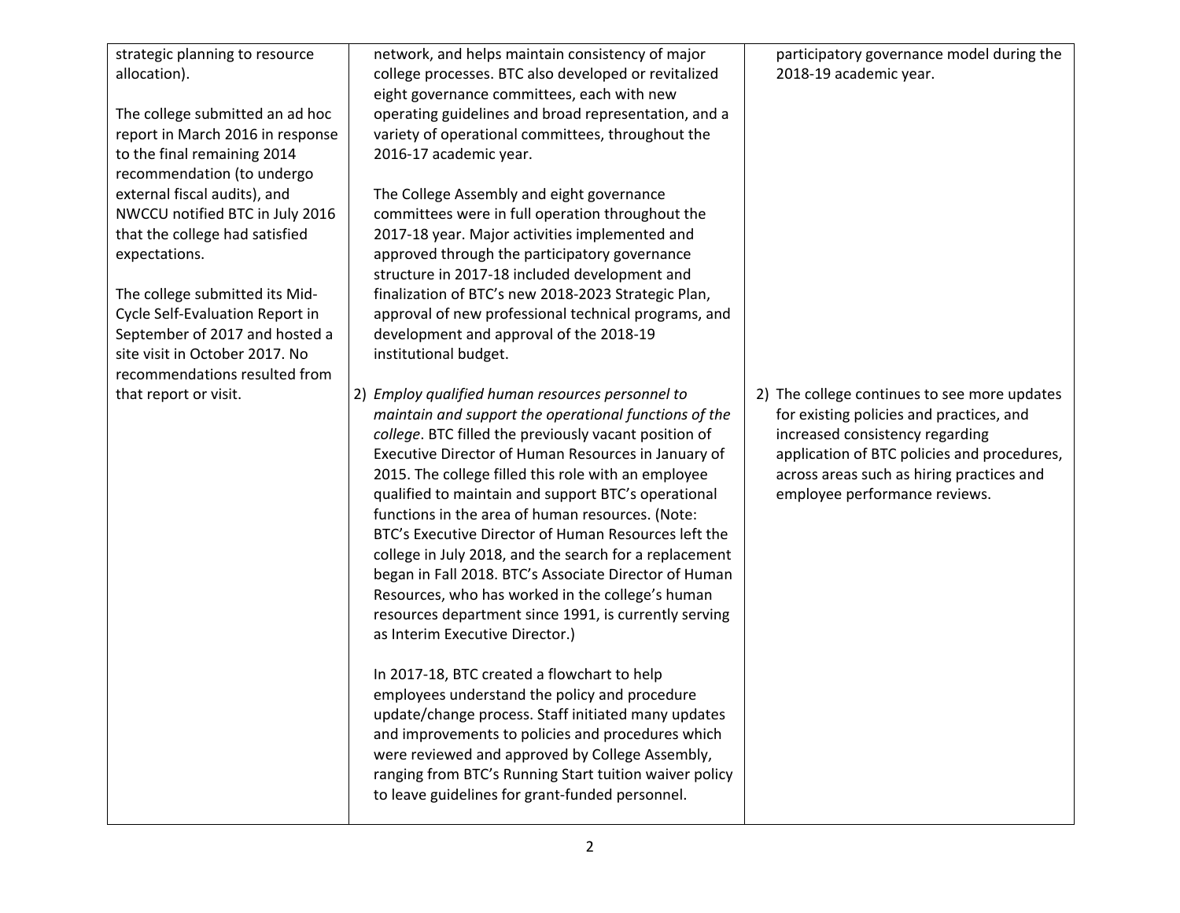| | | |
|---|---|---|
| strategic planning to resource allocation).<br><br>The college submitted an ad hoc report in March 2016 in response to the final remaining 2014 recommendation (to undergo external fiscal audits), and NWCCU notified BTC in July 2016 that the college had satisfied expectations.<br><br>The college submitted its Mid-Cycle Self-Evaluation Report in September of 2017 and hosted a site visit in October 2017. No recommendations resulted from that report or visit. | network, and helps maintain consistency of major college processes. BTC also developed or revitalized eight governance committees, each with new operating guidelines and broad representation, and a variety of operational committees, throughout the 2016-17 academic year.<br><br>The College Assembly and eight governance committees were in full operation throughout the 2017-18 year. Major activities implemented and approved through the participatory governance structure in 2017-18 included development and finalization of BTC's new 2018-2023 Strategic Plan, approval of new professional technical programs, and development and approval of the 2018-19 institutional budget.<br><br>2) *Employ qualified human resources personnel to maintain and support the operational functions of the college*. BTC filled the previously vacant position of Executive Director of Human Resources in January of 2015. The college filled this role with an employee qualified to maintain and support BTC's operational functions in the area of human resources. (Note: BTC's Executive Director of Human Resources left the college in July 2018, and the search for a replacement began in Fall 2018. BTC's Associate Director of Human Resources, who has worked in the college's human resources department since 1991, is currently serving as Interim Executive Director.)<br><br>In 2017-18, BTC created a flowchart to help employees understand the policy and procedure update/change process. Staff initiated many updates and improvements to policies and procedures which were reviewed and approved by College Assembly, ranging from BTC's Running Start tuition waiver policy to leave guidelines for grant-funded personnel. | participatory governance model during the 2018-19 academic year.<br><br>2) The college continues to see more updates for existing policies and practices, and increased consistency regarding application of BTC policies and procedures, across areas such as hiring practices and employee performance reviews. |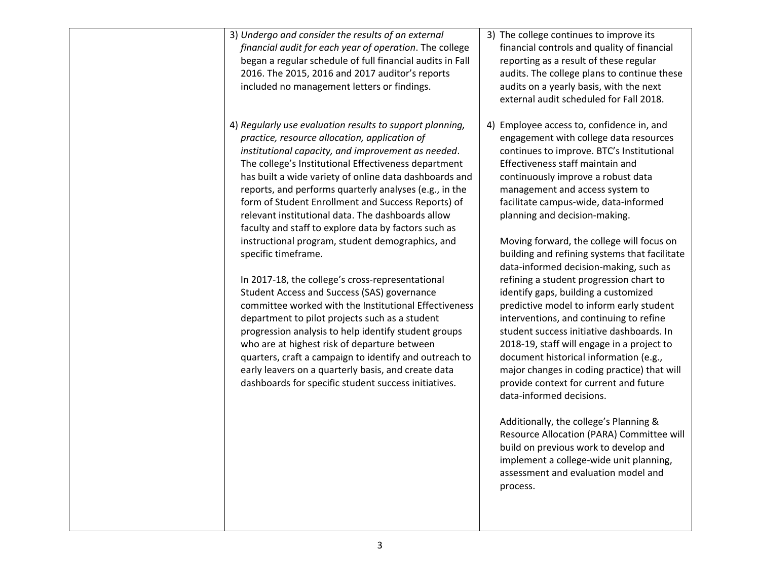| | | |
|---|---|---|
| | 3) *Undergo and consider the results of an external financial audit for each year of operation*. The college began a regular schedule of full financial audits in Fall 2016. The 2015, 2016 and 2017 auditor's reports included no management letters or findings. | 3) The college continues to improve its financial controls and quality of financial reporting as a result of these regular audits. The college plans to continue these audits on a yearly basis, with the next external audit scheduled for Fall 2018. |
| | 4) *Regularly use evaluation results to support planning, practice, resource allocation, application of institutional capacity, and improvement as needed*. The college's Institutional Effectiveness department has built a wide variety of online data dashboards and reports, and performs quarterly analyses (e.g., in the form of Student Enrollment and Success Reports) of relevant institutional data. The dashboards allow faculty and staff to explore data by factors such as instructional program, student demographics, and specific timeframe.<br><br>In 2017-18, the college's cross-representational Student Access and Success (SAS) governance committee worked with the Institutional Effectiveness department to pilot projects such as a student progression analysis to help identify student groups who are at highest risk of departure between quarters, craft a campaign to identify and outreach to early leavers on a quarterly basis, and create data dashboards for specific student success initiatives. | 4) Employee access to, confidence in, and engagement with college data resources continues to improve. BTC's Institutional Effectiveness staff maintain and continuously improve a robust data management and access system to facilitate campus-wide, data-informed planning and decision-making.<br><br>Moving forward, the college will focus on building and refining systems that facilitate data-informed decision-making, such as refining a student progression chart to identify gaps, building a customized predictive model to inform early student interventions, and continuing to refine student success initiative dashboards. In 2018-19, staff will engage in a project to document historical information (e.g., major changes in coding practice) that will provide context for current and future data-informed decisions.<br><br>Additionally, the college's Planning & Resource Allocation (PARA) Committee will build on previous work to develop and implement a college-wide unit planning, assessment and evaluation model and process. |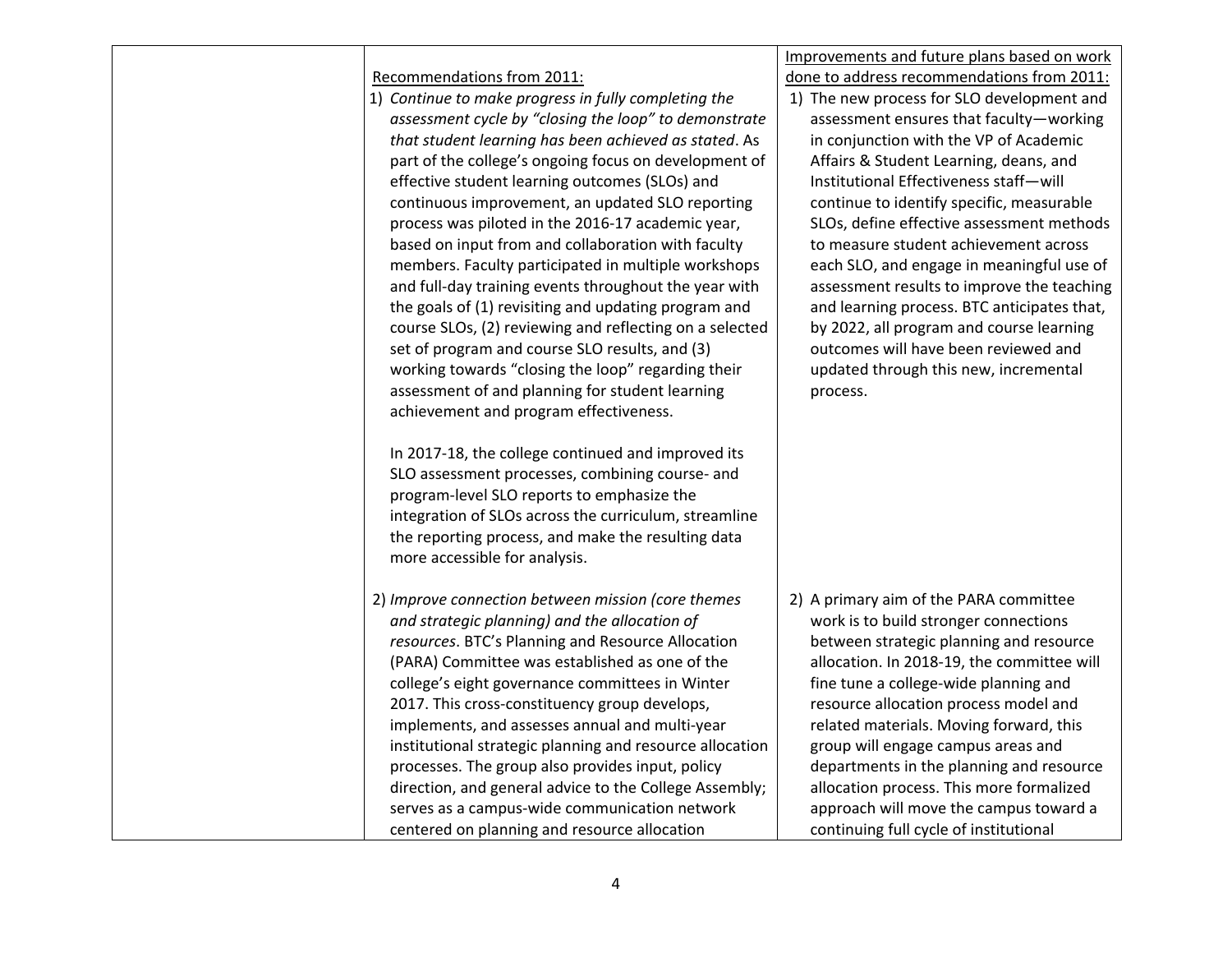| | | |
|---|---|---|
| | Recommendations from 2011:<br><br>1) *Continue to make progress in fully completing the assessment cycle by "closing the loop" to demonstrate that student learning has been achieved as stated*. As part of the college's ongoing focus on development of effective student learning outcomes (SLOs) and continuous improvement, an updated SLO reporting process was piloted in the 2016-17 academic year, based on input from and collaboration with faculty members. Faculty participated in multiple workshops and full-day training events throughout the year with the goals of (1) revisiting and updating program and course SLOs, (2) reviewing and reflecting on a selected set of program and course SLO results, and (3) working towards "closing the loop" regarding their assessment of and planning for student learning achievement and program effectiveness.<br><br>In 2017-18, the college continued and improved its SLO assessment processes, combining course- and program-level SLO reports to emphasize the integration of SLOs across the curriculum, streamline the reporting process, and make the resulting data more accessible for analysis.<br><br>2) *Improve connection between mission (core themes and strategic planning) and the allocation of resources*. BTC's Planning and Resource Allocation (PARA) Committee was established as one of the college's eight governance committees in Winter 2017. This cross-constituency group develops, implements, and assesses annual and multi-year institutional strategic planning and resource allocation processes. The group also provides input, policy direction, and general advice to the College Assembly; serves as a campus-wide communication network centered on planning and resource allocation | Improvements and future plans based on work done to address recommendations from 2011:<br><br>1) The new process for SLO development and assessment ensures that faculty—working in conjunction with the VP of Academic Affairs & Student Learning, deans, and Institutional Effectiveness staff—will continue to identify specific, measurable SLOs, define effective assessment methods to measure student achievement across each SLO, and engage in meaningful use of assessment results to improve the teaching and learning process. BTC anticipates that, by 2022, all program and course learning outcomes will have been reviewed and updated through this new, incremental process.<br><br>2) A primary aim of the PARA committee work is to build stronger connections between strategic planning and resource allocation. In 2018-19, the committee will fine tune a college-wide planning and resource allocation process model and related materials. Moving forward, this group will engage campus areas and departments in the planning and resource allocation process. This more formalized approach will move the campus toward a continuing full cycle of institutional |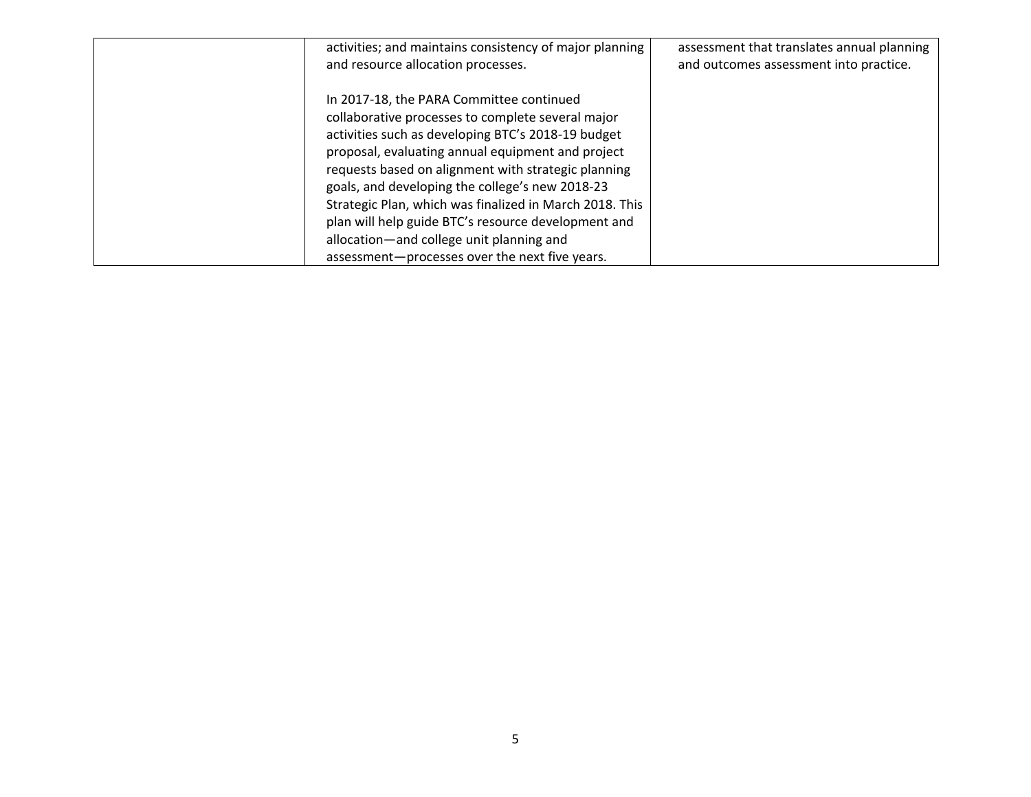| | | |
|---|---|---|
| | activities; and maintains consistency of major planning and resource allocation processes.<br><br>In 2017-18, the PARA Committee continued collaborative processes to complete several major activities such as developing BTC's 2018-19 budget proposal, evaluating annual equipment and project requests based on alignment with strategic planning goals, and developing the college's new 2018-23 Strategic Plan, which was finalized in March 2018. This plan will help guide BTC's resource development and allocation—and college unit planning and assessment—processes over the next five years. | assessment that translates annual planning and outcomes assessment into practice. |